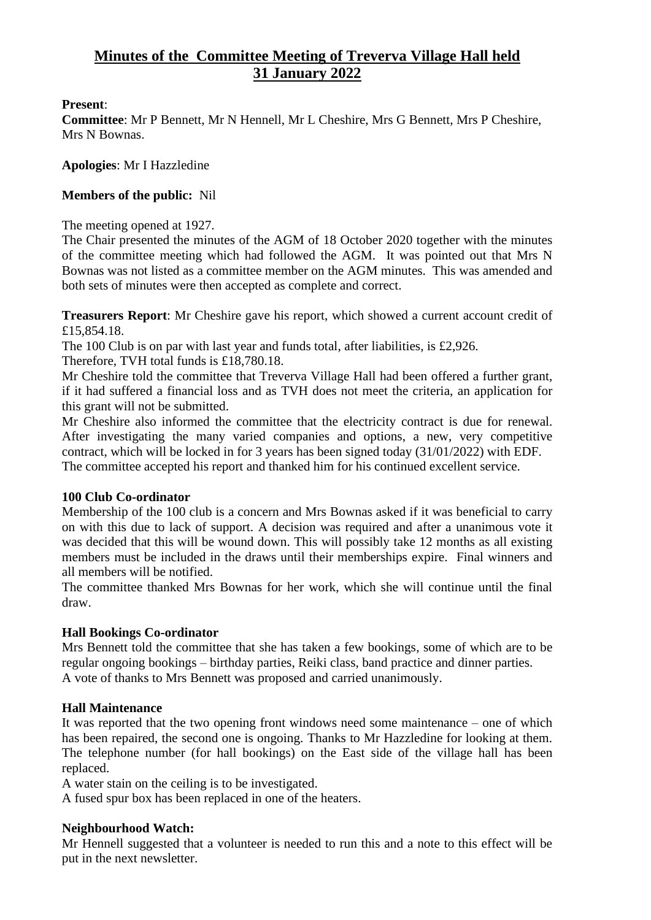# Minutes of the  Committee Meeting of Treverva Village Hall held 31 January 2022

**Present**:
**Committee**: Mr P Bennett, Mr N Hennell, Mr L Cheshire, Mrs G Bennett, Mrs P Cheshire, Mrs N Bownas.

**Apologies**: Mr I Hazzledine

**Members of the public:** Nil

The meeting opened at 1927.
The Chair presented the minutes of the AGM of 18 October 2020 together with the minutes of the committee meeting which had followed the AGM. It was pointed out that Mrs N Bownas was not listed as a committee member on the AGM minutes. This was amended and both sets of minutes were then accepted as complete and correct.

**Treasurers Report**: Mr Cheshire gave his report, which showed a current account credit of £15,854.18.
The 100 Club is on par with last year and funds total, after liabilities, is £2,926.
Therefore, TVH total funds is £18,780.18.
Mr Cheshire told the committee that Treverva Village Hall had been offered a further grant, if it had suffered a financial loss and as TVH does not meet the criteria, an application for this grant will not be submitted.
Mr Cheshire also informed the committee that the electricity contract is due for renewal. After investigating the many varied companies and options, a new, very competitive contract, which will be locked in for 3 years has been signed today (31/01/2022) with EDF.
The committee accepted his report and thanked him for his continued excellent service.

**100 Club Co-ordinator**
Membership of the 100 club is a concern and Mrs Bownas asked if it was beneficial to carry on with this due to lack of support. A decision was required and after a unanimous vote it was decided that this will be wound down. This will possibly take 12 months as all existing members must be included in the draws until their memberships expire. Final winners and all members will be notified.
The committee thanked Mrs Bownas for her work, which she will continue until the final draw.

**Hall Bookings Co-ordinator**
Mrs Bennett told the committee that she has taken a few bookings, some of which are to be regular ongoing bookings – birthday parties, Reiki class, band practice and dinner parties.
A vote of thanks to Mrs Bennett was proposed and carried unanimously.

**Hall Maintenance**
It was reported that the two opening front windows need some maintenance – one of which has been repaired, the second one is ongoing. Thanks to Mr Hazzledine for looking at them.
The telephone number (for hall bookings) on the East side of the village hall has been replaced.
A water stain on the ceiling is to be investigated.
A fused spur box has been replaced in one of the heaters.

**Neighbourhood Watch:**
Mr Hennell suggested that a volunteer is needed to run this and a note to this effect will be put in the next newsletter.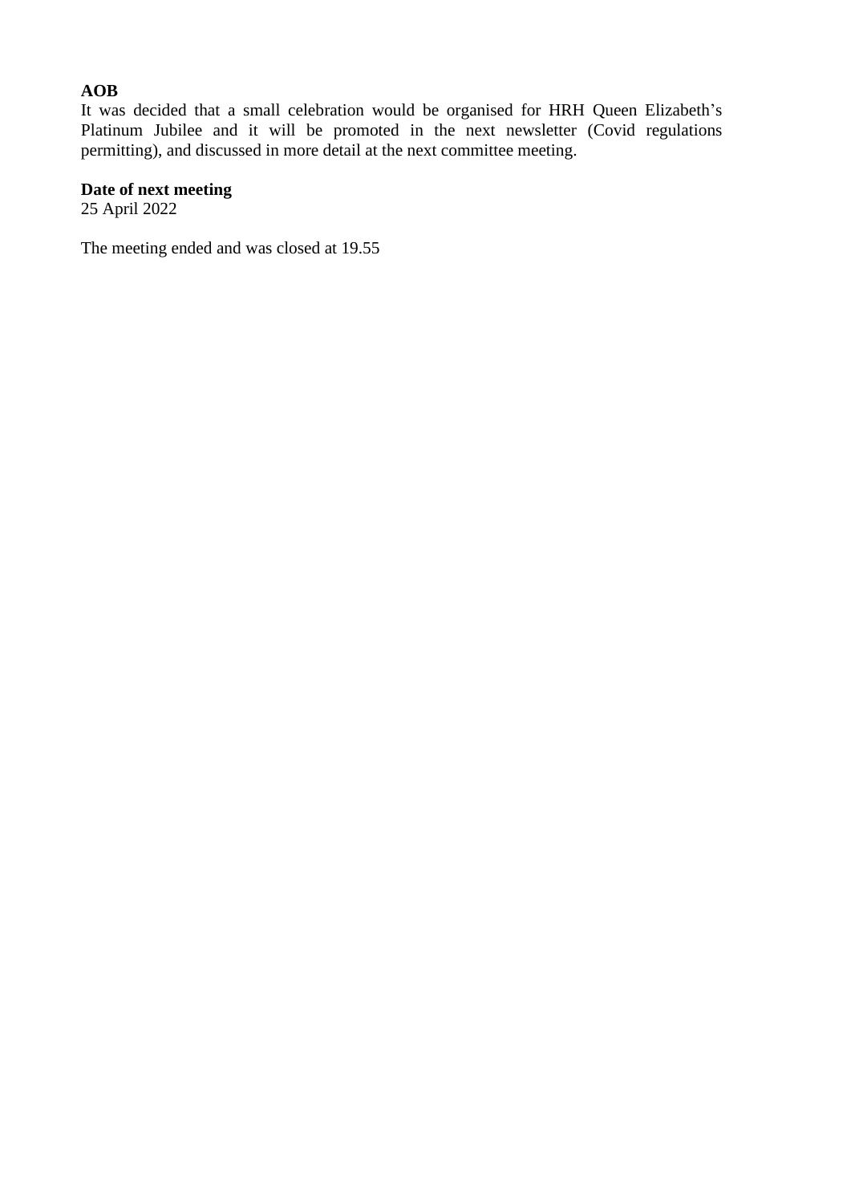**AOB**

It was decided that a small celebration would be organised for HRH Queen Elizabeth's Platinum Jubilee and it will be promoted in the next newsletter (Covid regulations permitting), and discussed in more detail at the next committee meeting.

**Date of next meeting**

25 April 2022

The meeting ended and was closed at 19.55